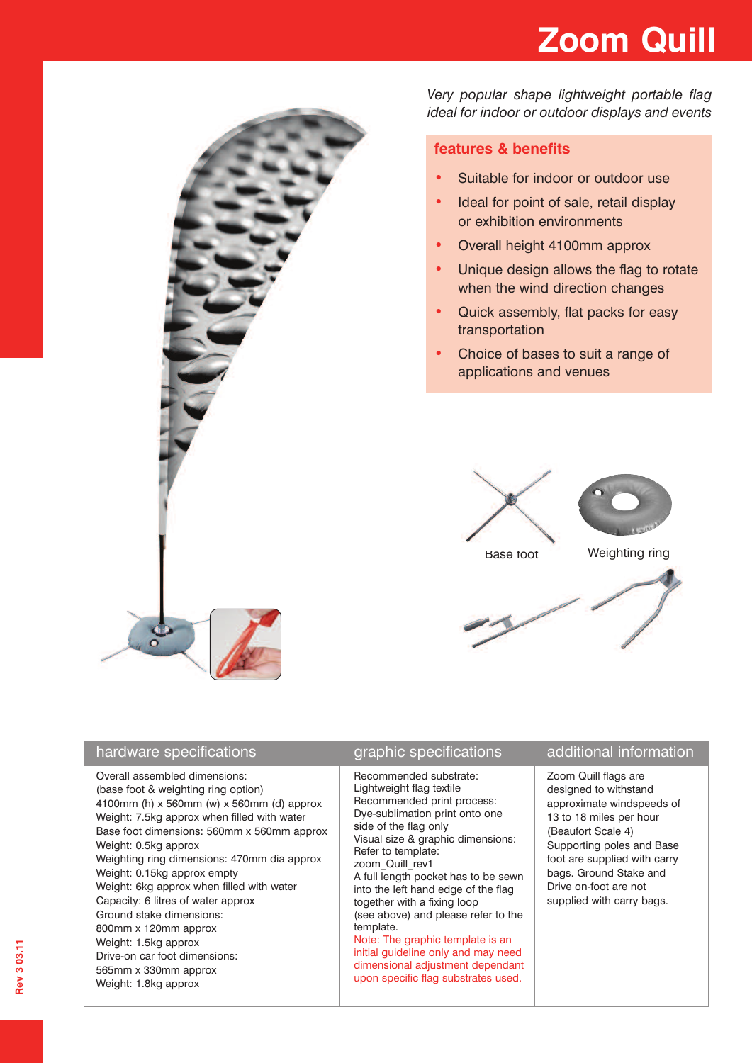# Zoom Quill

*Very popular shape lightweight portable flag ideal for indoor or outdoor displays and events*

## features & benefits

- Suitable for indoor or outdoor use
- Ideal for point of sale, retail display or exhibition environments
- Overall height 4100mm approx
- Unique design allows the flag to rotate when the wind direction changes
- Quick assembly, flat packs for easy transportation
- Choice of bases to suit a range of applications and venues

Base foot

Weighting ring

## hardware specifications

Overall assembled dimensions:
(base foot & weighting ring option)
4100mm (h) x 560mm (w) x 560mm (d) approx
Weight: 7.5kg approx when filled with water
Base foot dimensions: 560mm x 560mm approx
Weight: 0.5kg approx
Weighting ring dimensions: 470mm dia approx
Weight: 0.15kg approx empty
Weight: 6kg approx when filled with water
Capacity: 6 litres of water approx
Ground stake dimensions:
800mm x 120mm approx
Weight: 1.5kg approx
Drive-on car foot dimensions:
565mm x 330mm approx
Weight: 1.8kg approx

## graphic specifications

Recommended substrate:
Lightweight flag textile
Recommended print process:
Dye-sublimation print onto one side of the flag only
Visual size & graphic dimensions:
Refer to template:
zoom_Quill_rev1
A full length pocket has to be sewn into the left hand edge of the flag together with a fixing loop (see above) and please refer to the template.
Note: The graphic template is an initial guideline only and may need dimensional adjustment dependant upon specific flag substrates used.

## additional information

Zoom Quill flags are designed to withstand approximate windspeeds of 13 to 18 miles per hour (Beaufort Scale 4)
Supporting poles and Base foot are supplied with carry bags. Ground Stake and Drive on-foot are not supplied with carry bags.

Rev 3 03.11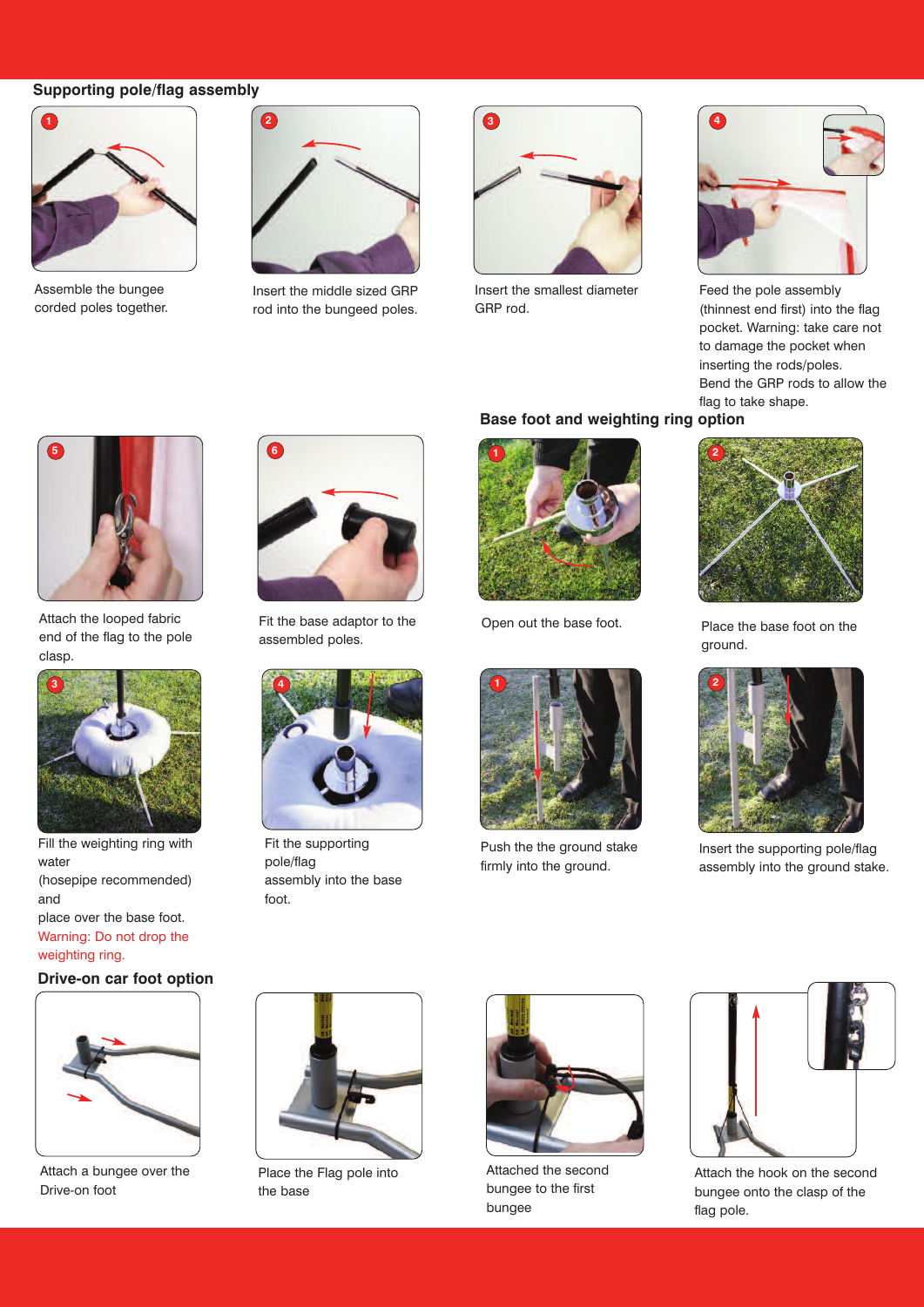## Supporting pole/flag assembly

1. Assemble the bungee corded poles together.
2. Insert the middle sized GRP rod into the bungeed poles.
3. Insert the smallest diameter GRP rod.
4. Feed the pole assembly (thinnest end first) into the flag pocket. Warning: take care not to damage the pocket when inserting the rods/poles. Bend the GRP rods to allow the flag to take shape.
5. Attach the looped fabric end of the flag to the pole clasp.
6. Fit the base adaptor to the assembled poles.

## Base foot and weighting ring option

1. Open out the base foot.
2. Place the base foot on the ground.
3. Fill the weighting ring with water (hosepipe recommended) and place over the base foot. Warning: Do not drop the weighting ring.
4. Fit the supporting pole/flag assembly into the base foot.

1. Push the the ground stake firmly into the ground.
2. Insert the supporting pole/flag assembly into the ground stake.

## Drive-on car foot option

Attach a bungee over the Drive-on foot

Place the Flag pole into the base

Attached the second bungee to the first bungee

Attach the hook on the second bungee onto the clasp of the flag pole.